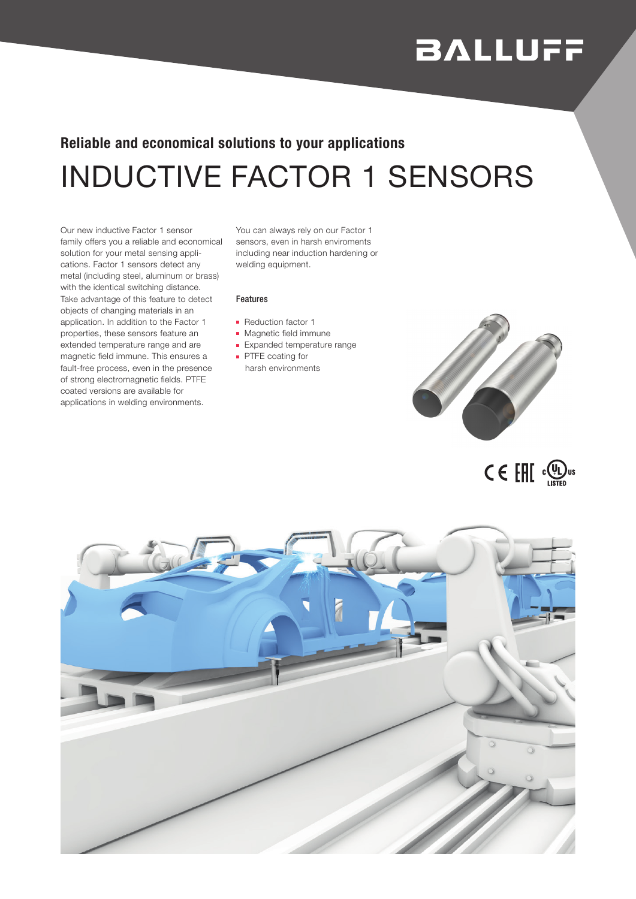BALLUFF

**Reliable and economical solutions to your applications**

# INDUCTIVE FACTOR 1 SENSORS

Our new inductive Factor 1 sensor family offers you a reliable and economical solution for your metal sensing applications. Factor 1 sensors detect any metal (including steel, aluminum or brass) with the identical switching distance. Take advantage of this feature to detect objects of changing materials in an application. In addition to the Factor 1 properties, these sensors feature an extended temperature range and are magnetic field immune. This ensures a fault-free process, even in the presence of strong electromagnetic fields. PTFE coated versions are available for applications in welding environments.

You can always rely on our Factor 1 sensors, even in harsh enviroments including near induction hardening or welding equipment.

### Features

- Reduction factor 1
- Magnetic field immune
- Expanded temperature range
- PTFE coating for harsh environments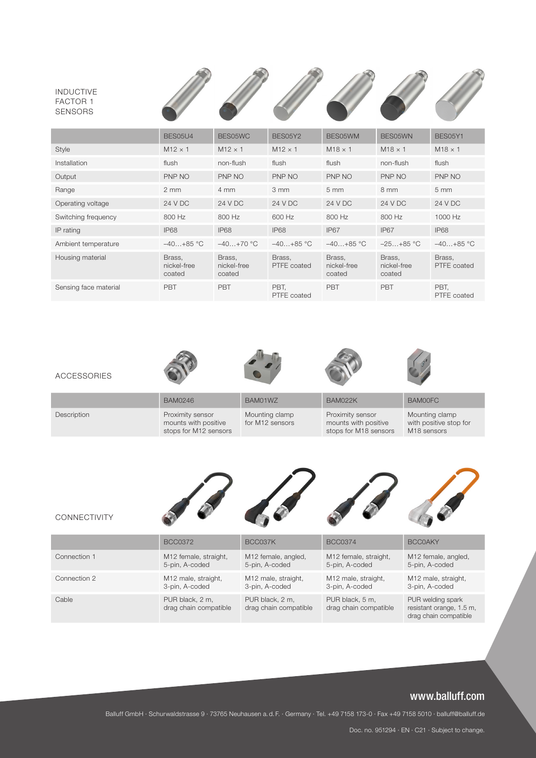## INDUCTIVE FACTOR 1 SENSORS

| | BES05U4 | BES05WC | BES05Y2 | BES05WM | BES05WN | BES05Y1 |
|---|---|---|---|---|---|---|
| Style | M12 × 1 | M12 × 1 | M12 × 1 | M18 × 1 | M18 × 1 | M18 × 1 |
| Installation | flush | non-flush | flush | flush | non-flush | flush |
| Output | PNP NO | PNP NO | PNP NO | PNP NO | PNP NO | PNP NO |
| Range | 2 mm | 4 mm | 3 mm | 5 mm | 8 mm | 5 mm |
| Operating voltage | 24 V DC | 24 V DC | 24 V DC | 24 V DC | 24 V DC | 24 V DC |
| Switching frequency | 800 Hz | 800 Hz | 600 Hz | 800 Hz | 800 Hz | 1000 Hz |
| IP rating | IP68 | IP68 | IP68 | IP67 | IP67 | IP68 |
| Ambient temperature | –40…+85 °C | –40…+70 °C | –40…+85 °C | –40…+85 °C | –25…+85 °C | –40…+85 °C |
| Housing material | Brass, nickel-free coated | Brass, nickel-free coated | Brass, PTFE coated | Brass, nickel-free coated | Brass, nickel-free coated | Brass, PTFE coated |
| Sensing face material | PBT | PBT | PBT, PTFE coated | PBT | PBT | PBT, PTFE coated |

## ACCESSORIES

| | BAM0246 | BAM01WZ | BAM022K | BAM00FC |
|---|---|---|---|---|
| Description | Proximity sensor mounts with positive stops for M12 sensors | Mounting clamp for M12 sensors | Proximity sensor mounts with positive stops for M18 sensors | Mounting clamp with positive stop for M18 sensors |

## CONNECTIVITY

| | BCC0372 | BCC037K | BCC0374 | BCC0AKY |
|---|---|---|---|---|
| Connection 1 | M12 female, straight, 5-pin, A-coded | M12 female, angled, 5-pin, A-coded | M12 female, straight, 5-pin, A-coded | M12 female, angled, 5-pin, A-coded |
| Connection 2 | M12 male, straight, 3-pin, A-coded | M12 male, straight, 3-pin, A-coded | M12 male, straight, 3-pin, A-coded | M12 male, straight, 3-pin, A-coded |
| Cable | PUR black, 2 m, drag chain compatible | PUR black, 2 m, drag chain compatible | PUR black, 5 m, drag chain compatible | PUR welding spark resistant orange, 1.5 m, drag chain compatible |

www.balluff.com

Balluff GmbH · Schurwaldstrasse 9 · 73765 Neuhausen a. d. F. · Germany · Tel. +49 7158 173-0 · Fax +49 7158 5010 · balluff@balluff.de

Doc. no. 951294 · EN · C21 · Subject to change.